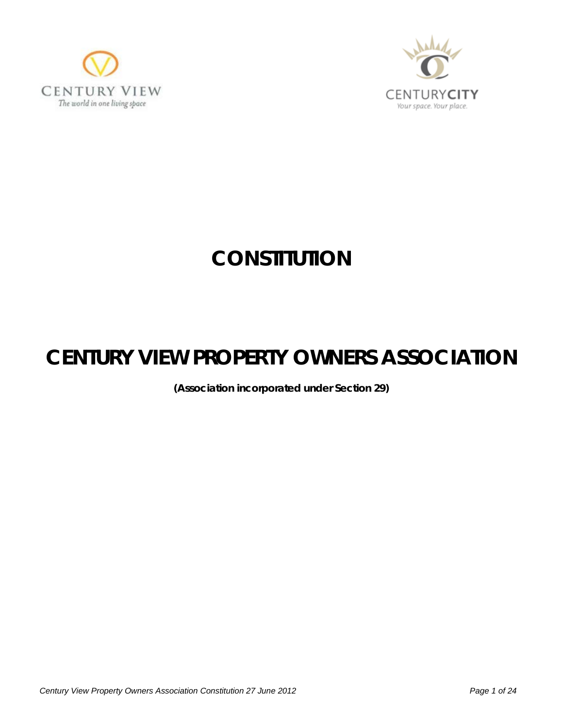# CONSTITUTION

# CENTURY VIEW PROPERTY OWNERS ASSOCIATION

**(Association incorporated under Section 29)**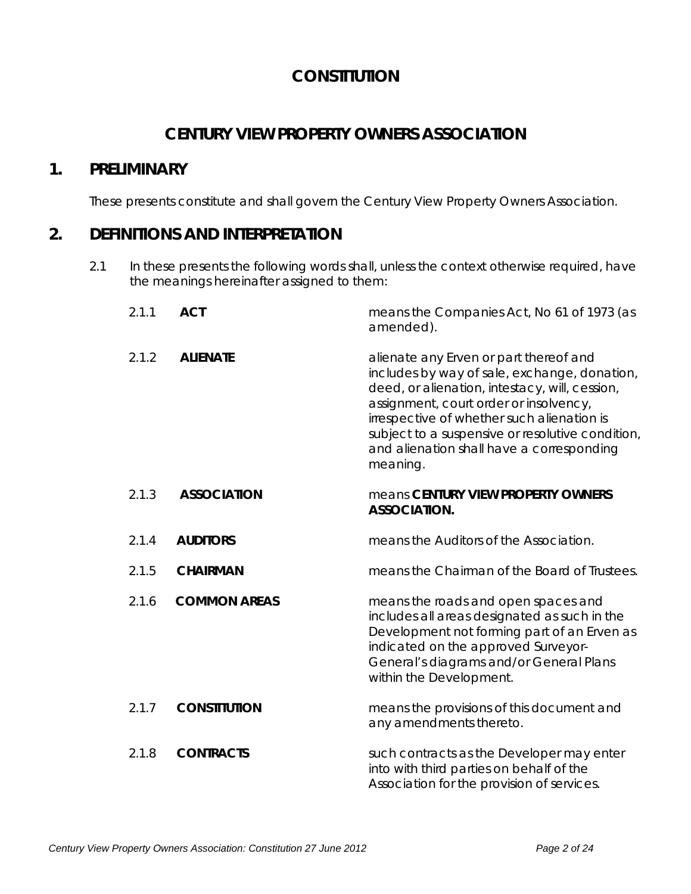# CONSTITUTION

## CENTURY VIEW PROPERTY OWNERS ASSOCIATION

## 1. PRELIMINARY

These presents constitute and shall govern the Century View Property Owners Association.

## 2. DEFINITIONS AND INTERPRETATION

2.1 In these presents the following words shall, unless the context otherwise required, have the meanings hereinafter assigned to them:

2.1.1 **ACT** means the Companies Act, No 61 of 1973 (as amended).

2.1.2 **ALIENATE** alienate any Erven or part thereof and includes by way of sale, exchange, donation, deed, or alienation, intestacy, will, cession, assignment, court order or insolvency, irrespective of whether such alienation is subject to a suspensive or resolutive condition, and alienation shall have a corresponding meaning.

2.1.3 **ASSOCIATION** means **CENTURY VIEW PROPERTY OWNERS ASSOCIATION.**

2.1.4 **AUDITORS** means the Auditors of the Association.

2.1.5 **CHAIRMAN** means the Chairman of the Board of Trustees.

2.1.6 **COMMON AREAS** means the roads and open spaces and includes all areas designated as such in the Development not forming part of an Erven as indicated on the approved Surveyor-General's diagrams and/or General Plans within the Development.

2.1.7 **CONSTITUTION** means the provisions of this document and any amendments thereto.

2.1.8 **CONTRACTS** such contracts as the Developer may enter into with third parties on behalf of the Association for the provision of services.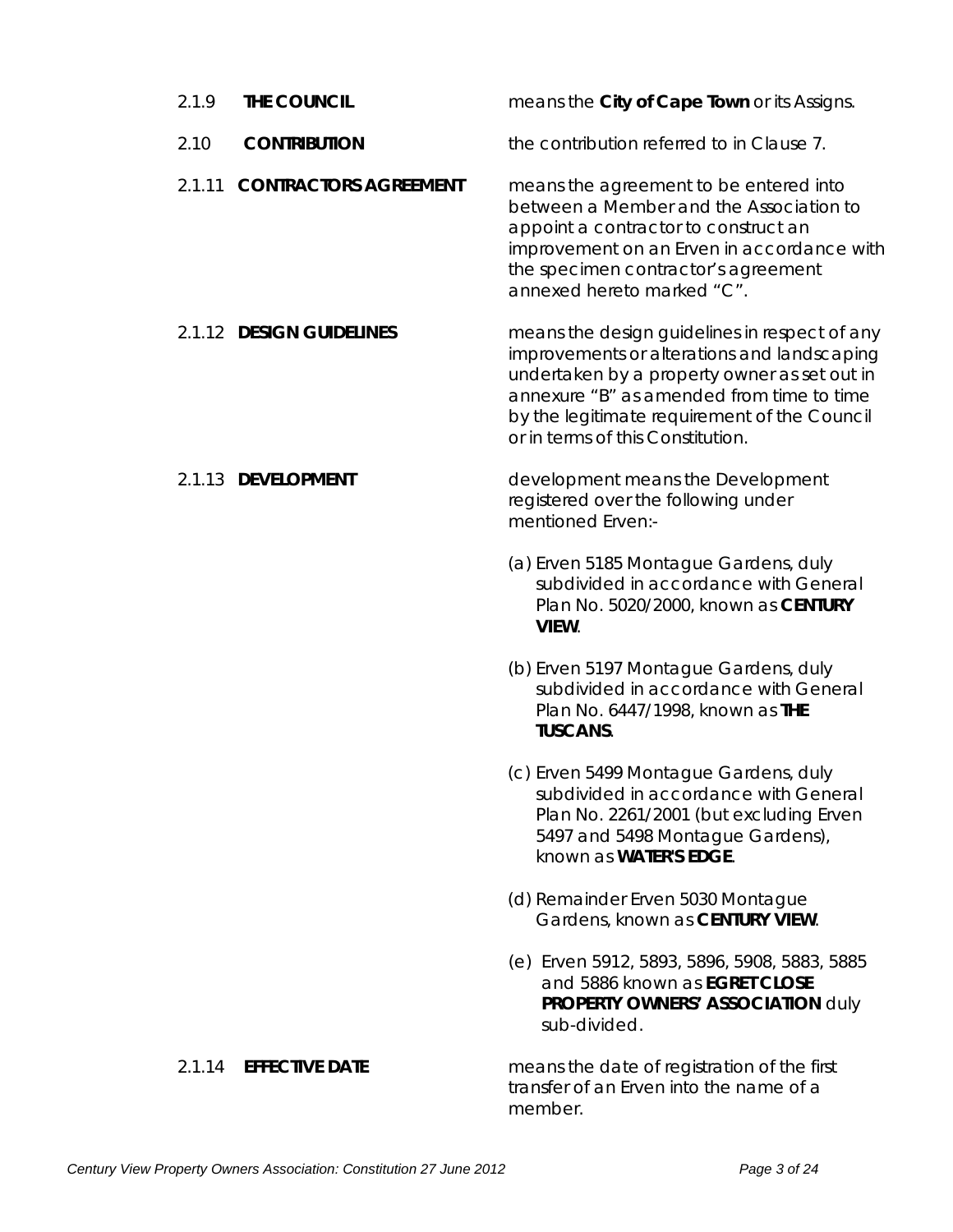2.1.9 **THE COUNCIL** means the **City of Cape Town** or its Assigns.

2.10 **CONTRIBUTION** the contribution referred to in Clause 7.

2.1.11 **CONTRACTORS AGREEMENT** means the agreement to be entered into between a Member and the Association to appoint a contractor to construct an improvement on an Erven in accordance with the specimen contractor's agreement annexed hereto marked "C".

2.1.12 **DESIGN GUIDELINES** means the design guidelines in respect of any improvements or alterations and landscaping undertaken by a property owner as set out in annexure "B" as amended from time to time by the legitimate requirement of the Council or in terms of this Constitution.

2.1.13 **DEVELOPMENT** development means the Development registered over the following under mentioned Erven:-

(a) Erven 5185 Montague Gardens, duly subdivided in accordance with General Plan No. 5020/2000, known as **CENTURY VIEW**.

(b) Erven 5197 Montague Gardens, duly subdivided in accordance with General Plan No. 6447/1998, known as **THE TUSCANS**.

(c) Erven 5499 Montague Gardens, duly subdivided in accordance with General Plan No. 2261/2001 (but excluding Erven 5497 and 5498 Montague Gardens), known as **WATER'S EDGE**.

(d) Remainder Erven 5030 Montague Gardens, known as **CENTURY VIEW**.

(e) Erven 5912, 5893, 5896, 5908, 5883, 5885 and 5886 known as **EGRET CLOSE PROPERTY OWNERS' ASSOCIATION** duly sub-divided.

2.1.14 **EFFECTIVE DATE** means the date of registration of the first transfer of an Erven into the name of a member.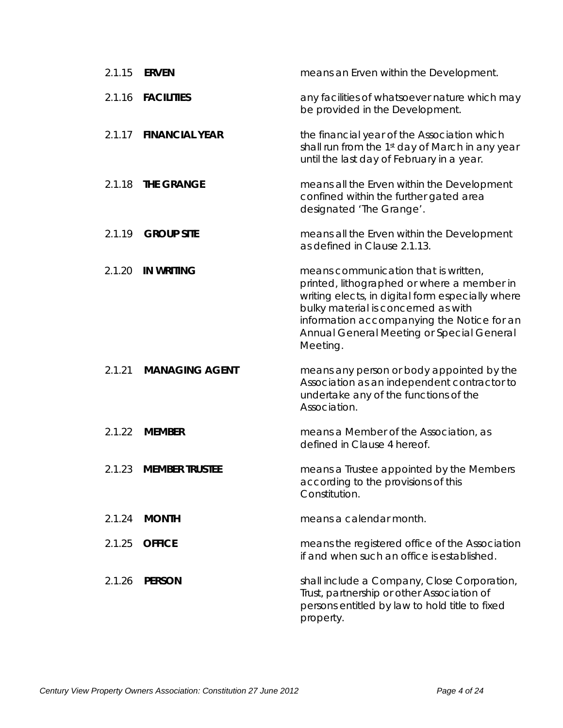2.1.15 **ERVEN** means an Erven within the Development.

2.1.16 **FACILITIES** any facilities of whatsoever nature which may be provided in the Development.

2.1.17 **FINANCIAL YEAR** the financial year of the Association which shall run from the 1st day of March in any year until the last day of February in a year.

2.1.18 **THE GRANGE** means all the Erven within the Development confined within the further gated area designated 'The Grange'.

2.1.19 **GROUP SITE** means all the Erven within the Development as defined in Clause 2.1.13.

2.1.20 **IN WRITING** means communication that is written, printed, lithographed or where a member in writing elects, in digital form especially where bulky material is concerned as with information accompanying the Notice for an Annual General Meeting or Special General Meeting.

2.1.21 **MANAGING AGENT** means any person or body appointed by the Association as an independent contractor to undertake any of the functions of the Association.

2.1.22 **MEMBER** means a Member of the Association, as defined in Clause 4 hereof.

2.1.23 **MEMBER TRUSTEE** means a Trustee appointed by the Members according to the provisions of this Constitution.

2.1.24 **MONTH** means a calendar month.

2.1.25 **OFFICE** means the registered office of the Association if and when such an office is established.

2.1.26 **PERSON** shall include a Company, Close Corporation, Trust, partnership or other Association of persons entitled by law to hold title to fixed property.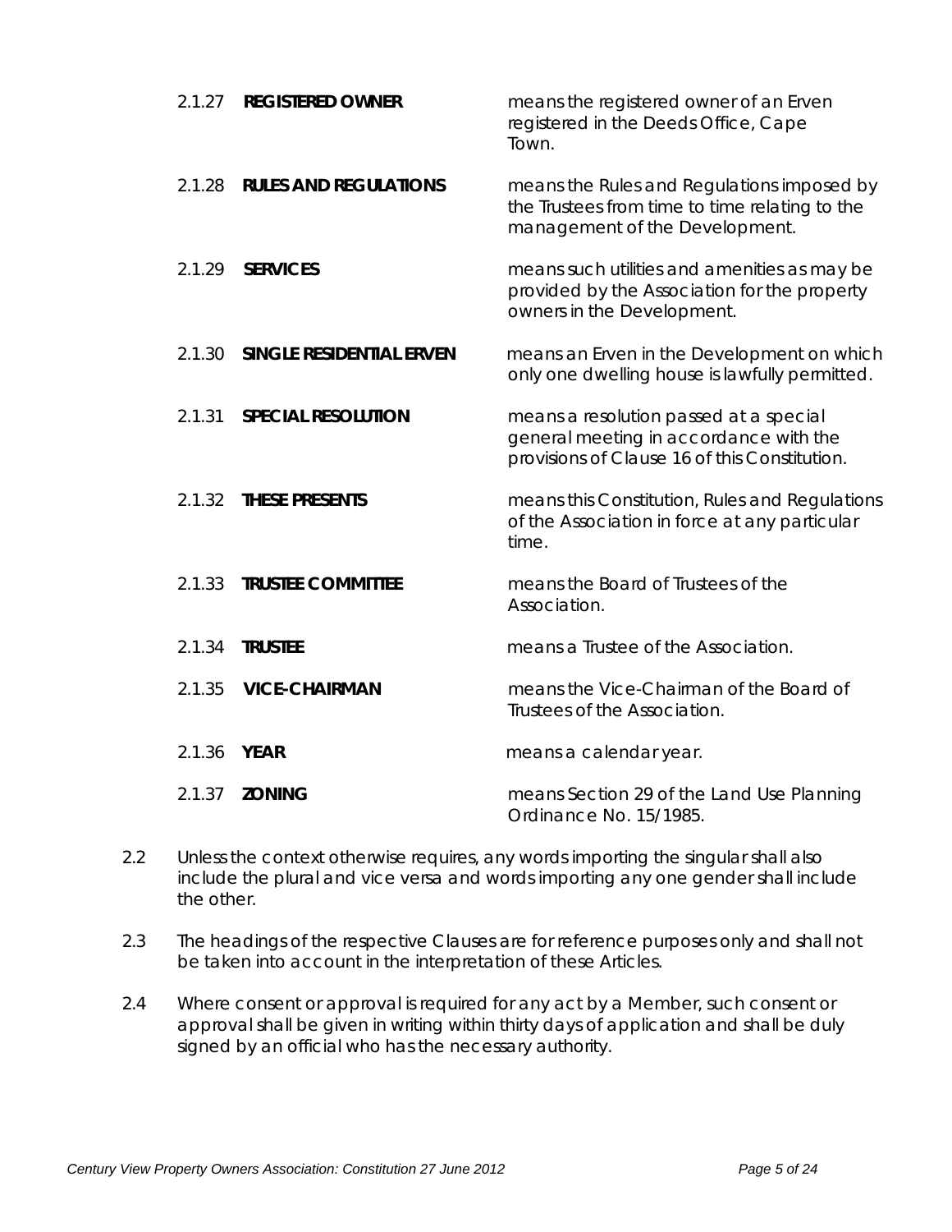| | | |
|---|---|---|
| 2.1.27 | **REGISTERED OWNER** | means the registered owner of an Erven registered in the Deeds Office, Cape Town. |
| 2.1.28 | **RULES AND REGULATIONS** | means the Rules and Regulations imposed by the Trustees from time to time relating to the management of the Development. |
| 2.1.29 | **SERVICES** | means such utilities and amenities as may be provided by the Association for the property owners in the Development. |
| 2.1.30 | **SINGLE RESIDENTIAL ERVEN** | means an Erven in the Development on which only one dwelling house is lawfully permitted. |
| 2.1.31 | **SPECIAL RESOLUTION** | means a resolution passed at a special general meeting in accordance with the provisions of Clause 16 of this Constitution. |
| 2.1.32 | **THESE PRESENTS** | means this Constitution, Rules and Regulations of the Association in force at any particular time. |
| 2.1.33 | **TRUSTEE COMMITTEE** | means the Board of Trustees of the Association. |
| 2.1.34 | **TRUSTEE** | means a Trustee of the Association. |
| 2.1.35 | **VICE-CHAIRMAN** | means the Vice-Chairman of the Board of Trustees of the Association. |
| 2.1.36 | **YEAR** | means a calendar year. |
| 2.1.37 | **ZONING** | means Section 29 of the Land Use Planning Ordinance No. 15/1985. |

2.2 Unless the context otherwise requires, any words importing the singular shall also include the plural and vice versa and words importing any one gender shall include the other.

2.3 The headings of the respective Clauses are for reference purposes only and shall not be taken into account in the interpretation of these Articles.

2.4 Where consent or approval is required for any act by a Member, such consent or approval shall be given in writing within thirty days of application and shall be duly signed by an official who has the necessary authority.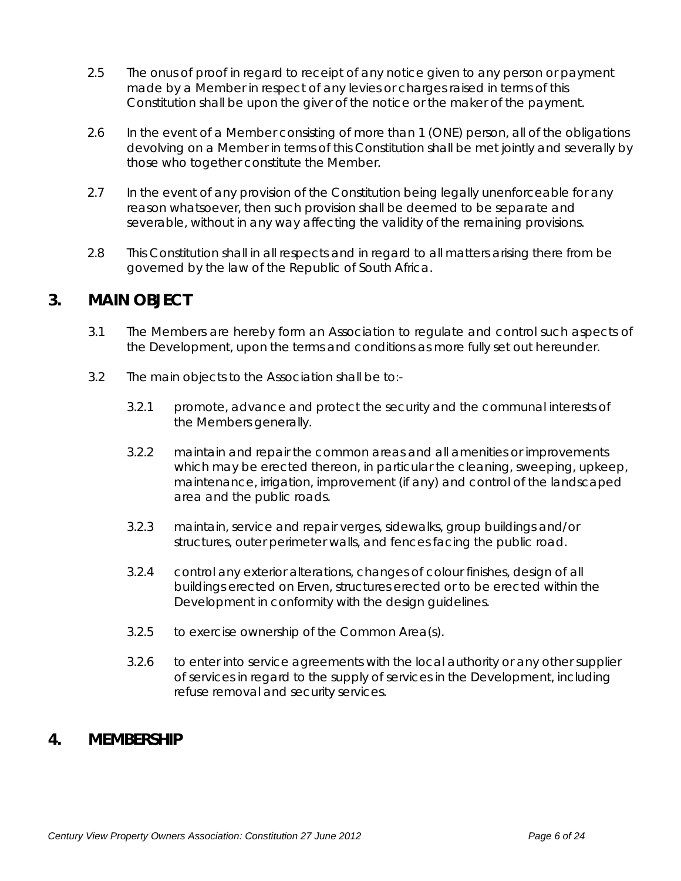2.5 The onus of proof in regard to receipt of any notice given to any person or payment made by a Member in respect of any levies or charges raised in terms of this Constitution shall be upon the giver of the notice or the maker of the payment.

2.6 In the event of a Member consisting of more than 1 (ONE) person, all of the obligations devolving on a Member in terms of this Constitution shall be met jointly and severally by those who together constitute the Member.

2.7 In the event of any provision of the Constitution being legally unenforceable for any reason whatsoever, then such provision shall be deemed to be separate and severable, without in any way affecting the validity of the remaining provisions.

2.8 This Constitution shall in all respects and in regard to all matters arising there from be governed by the law of the Republic of South Africa.

## 3. MAIN OBJECT

3.1 The Members are hereby form an Association to regulate and control such aspects of the Development, upon the terms and conditions as more fully set out hereunder.

3.2 The main objects to the Association shall be to:-

3.2.1 promote, advance and protect the security and the communal interests of the Members generally.

3.2.2 maintain and repair the common areas and all amenities or improvements which may be erected thereon, in particular the cleaning, sweeping, upkeep, maintenance, irrigation, improvement (if any) and control of the landscaped area and the public roads.

3.2.3 maintain, service and repair verges, sidewalks, group buildings and/or structures, outer perimeter walls, and fences facing the public road.

3.2.4 control any exterior alterations, changes of colour finishes, design of all buildings erected on Erven, structures erected or to be erected within the Development in conformity with the design guidelines.

3.2.5 to exercise ownership of the Common Area(s).

3.2.6 to enter into service agreements with the local authority or any other supplier of services in regard to the supply of services in the Development, including refuse removal and security services.

## 4. MEMBERSHIP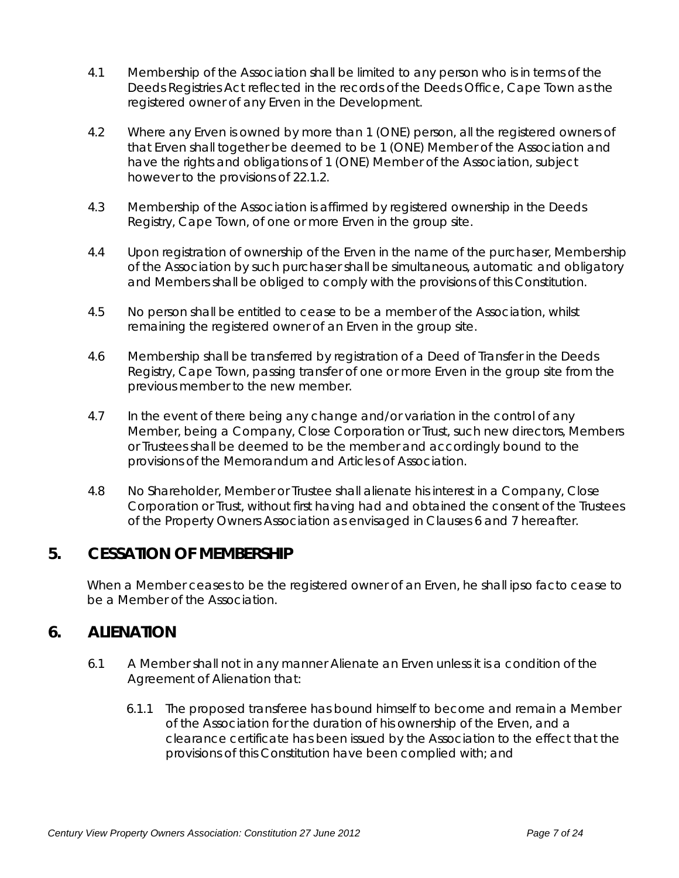4.1 Membership of the Association shall be limited to any person who is in terms of the Deeds Registries Act reflected in the records of the Deeds Office, Cape Town as the registered owner of any Erven in the Development.

4.2 Where any Erven is owned by more than 1 (ONE) person, all the registered owners of that Erven shall together be deemed to be 1 (ONE) Member of the Association and have the rights and obligations of 1 (ONE) Member of the Association, subject however to the provisions of 22.1.2.

4.3 Membership of the Association is affirmed by registered ownership in the Deeds Registry, Cape Town, of one or more Erven in the group site.

4.4 Upon registration of ownership of the Erven in the name of the purchaser, Membership of the Association by such purchaser shall be simultaneous, automatic and obligatory and Members shall be obliged to comply with the provisions of this Constitution.

4.5 No person shall be entitled to cease to be a member of the Association, whilst remaining the registered owner of an Erven in the group site.

4.6 Membership shall be transferred by registration of a Deed of Transfer in the Deeds Registry, Cape Town, passing transfer of one or more Erven in the group site from the previous member to the new member.

4.7 In the event of there being any change and/or variation in the control of any Member, being a Company, Close Corporation or Trust, such new directors, Members or Trustees shall be deemed to be the member and accordingly bound to the provisions of the Memorandum and Articles of Association.

4.8 No Shareholder, Member or Trustee shall alienate his interest in a Company, Close Corporation or Trust, without first having had and obtained the consent of the Trustees of the Property Owners Association as envisaged in Clauses 6 and 7 hereafter.

## 5. CESSATION OF MEMBERSHIP

When a Member ceases to be the registered owner of an Erven, he shall ipso facto cease to be a Member of the Association.

## 6. ALIENATION

6.1 A Member shall not in any manner Alienate an Erven unless it is a condition of the Agreement of Alienation that:

6.1.1 The proposed transferee has bound himself to become and remain a Member of the Association for the duration of his ownership of the Erven, and a clearance certificate has been issued by the Association to the effect that the provisions of this Constitution have been complied with; and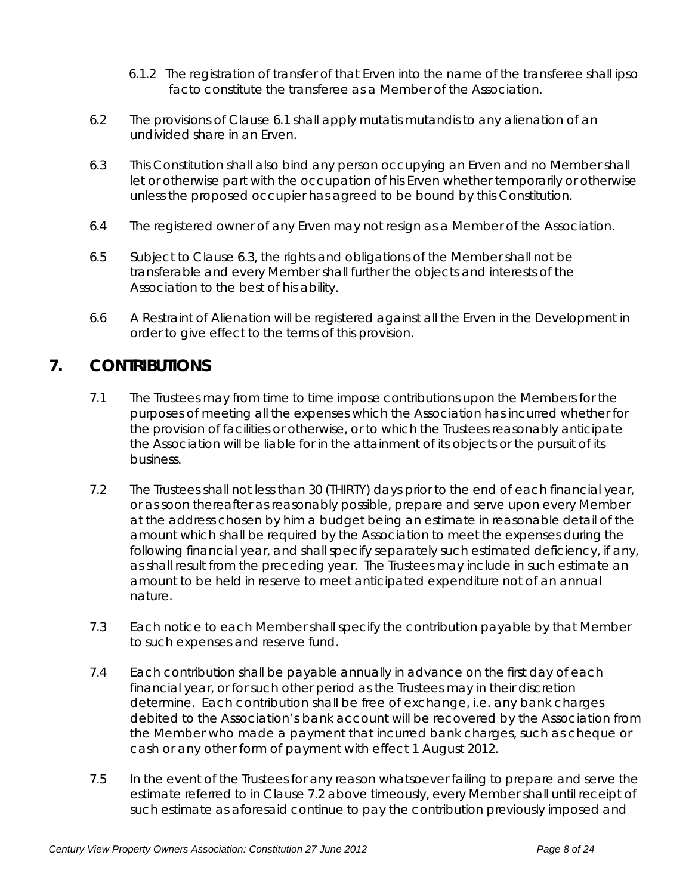6.1.2 The registration of transfer of that Erven into the name of the transferee shall ipso facto constitute the transferee as a Member of the Association.

6.2 The provisions of Clause 6.1 shall apply mutatis mutandis to any alienation of an undivided share in an Erven.

6.3 This Constitution shall also bind any person occupying an Erven and no Member shall let or otherwise part with the occupation of his Erven whether temporarily or otherwise unless the proposed occupier has agreed to be bound by this Constitution.

6.4 The registered owner of any Erven may not resign as a Member of the Association.

6.5 Subject to Clause 6.3, the rights and obligations of the Member shall not be transferable and every Member shall further the objects and interests of the Association to the best of his ability.

6.6 A Restraint of Alienation will be registered against all the Erven in the Development in order to give effect to the terms of this provision.

## 7. CONTRIBUTIONS

7.1 The Trustees may from time to time impose contributions upon the Members for the purposes of meeting all the expenses which the Association has incurred whether for the provision of facilities or otherwise, or to which the Trustees reasonably anticipate the Association will be liable for in the attainment of its objects or the pursuit of its business.

7.2 The Trustees shall not less than 30 (THIRTY) days prior to the end of each financial year, or as soon thereafter as reasonably possible, prepare and serve upon every Member at the address chosen by him a budget being an estimate in reasonable detail of the amount which shall be required by the Association to meet the expenses during the following financial year, and shall specify separately such estimated deficiency, if any, as shall result from the preceding year. The Trustees may include in such estimate an amount to be held in reserve to meet anticipated expenditure not of an annual nature.

7.3 Each notice to each Member shall specify the contribution payable by that Member to such expenses and reserve fund.

7.4 Each contribution shall be payable annually in advance on the first day of each financial year, or for such other period as the Trustees may in their discretion determine. Each contribution shall be free of exchange, i.e. any bank charges debited to the Association's bank account will be recovered by the Association from the Member who made a payment that incurred bank charges, such as cheque or cash or any other form of payment with effect 1 August 2012.

7.5 In the event of the Trustees for any reason whatsoever failing to prepare and serve the estimate referred to in Clause 7.2 above timeously, every Member shall until receipt of such estimate as aforesaid continue to pay the contribution previously imposed and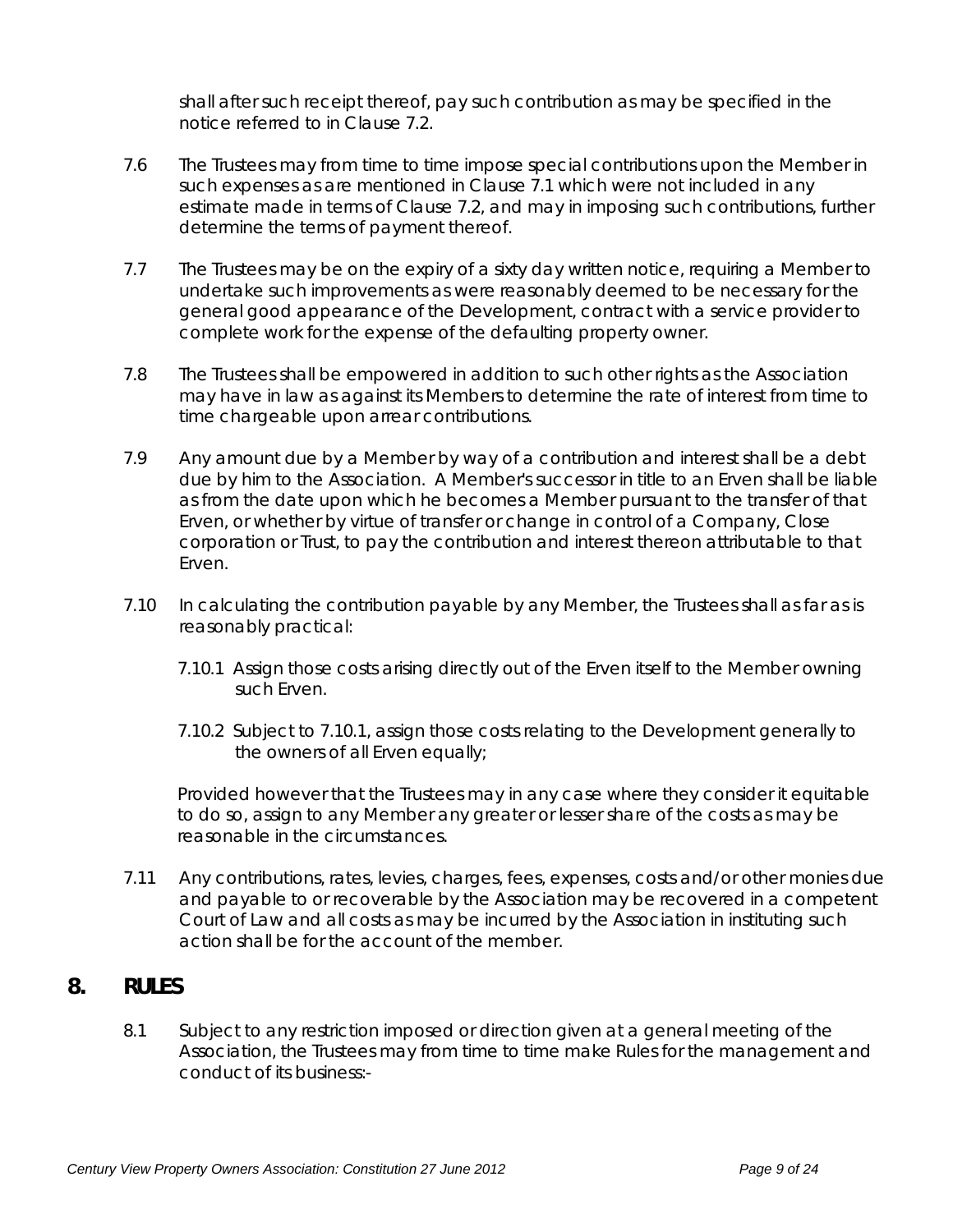shall after such receipt thereof, pay such contribution as may be specified in the notice referred to in Clause 7.2.

7.6 The Trustees may from time to time impose special contributions upon the Member in such expenses as are mentioned in Clause 7.1 which were not included in any estimate made in terms of Clause 7.2, and may in imposing such contributions, further determine the terms of payment thereof.

7.7 The Trustees may be on the expiry of a sixty day written notice, requiring a Member to undertake such improvements as were reasonably deemed to be necessary for the general good appearance of the Development, contract with a service provider to complete work for the expense of the defaulting property owner.

7.8 The Trustees shall be empowered in addition to such other rights as the Association may have in law as against its Members to determine the rate of interest from time to time chargeable upon arrear contributions.

7.9 Any amount due by a Member by way of a contribution and interest shall be a debt due by him to the Association. A Member's successor in title to an Erven shall be liable as from the date upon which he becomes a Member pursuant to the transfer of that Erven, or whether by virtue of transfer or change in control of a Company, Close corporation or Trust, to pay the contribution and interest thereon attributable to that Erven.

7.10 In calculating the contribution payable by any Member, the Trustees shall as far as is reasonably practical:

7.10.1 Assign those costs arising directly out of the Erven itself to the Member owning such Erven.

7.10.2 Subject to 7.10.1, assign those costs relating to the Development generally to the owners of all Erven equally;

Provided however that the Trustees may in any case where they consider it equitable to do so, assign to any Member any greater or lesser share of the costs as may be reasonable in the circumstances.

7.11 Any contributions, rates, levies, charges, fees, expenses, costs and/or other monies due and payable to or recoverable by the Association may be recovered in a competent Court of Law and all costs as may be incurred by the Association in instituting such action shall be for the account of the member.

## 8. RULES

8.1 Subject to any restriction imposed or direction given at a general meeting of the Association, the Trustees may from time to time make Rules for the management and conduct of its business:-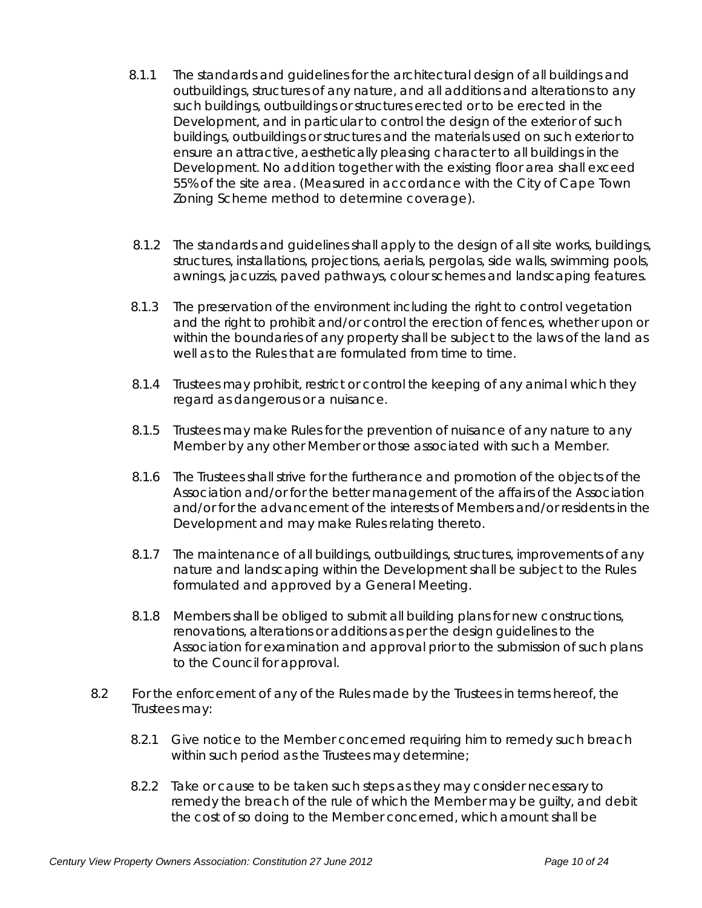8.1.1 The standards and guidelines for the architectural design of all buildings and outbuildings, structures of any nature, and all additions and alterations to any such buildings, outbuildings or structures erected or to be erected in the Development, and in particular to control the design of the exterior of such buildings, outbuildings or structures and the materials used on such exterior to ensure an attractive, aesthetically pleasing character to all buildings in the Development. No addition together with the existing floor area shall exceed 55% of the site area. (Measured in accordance with the City of Cape Town Zoning Scheme method to determine coverage).

8.1.2 The standards and guidelines shall apply to the design of all site works, buildings, structures, installations, projections, aerials, pergolas, side walls, swimming pools, awnings, jacuzzis, paved pathways, colour schemes and landscaping features.

8.1.3 The preservation of the environment including the right to control vegetation and the right to prohibit and/or control the erection of fences, whether upon or within the boundaries of any property shall be subject to the laws of the land as well as to the Rules that are formulated from time to time.

8.1.4 Trustees may prohibit, restrict or control the keeping of any animal which they regard as dangerous or a nuisance.

8.1.5 Trustees may make Rules for the prevention of nuisance of any nature to any Member by any other Member or those associated with such a Member.

8.1.6 The Trustees shall strive for the furtherance and promotion of the objects of the Association and/or for the better management of the affairs of the Association and/or for the advancement of the interests of Members and/or residents in the Development and may make Rules relating thereto.

8.1.7 The maintenance of all buildings, outbuildings, structures, improvements of any nature and landscaping within the Development shall be subject to the Rules formulated and approved by a General Meeting.

8.1.8 Members shall be obliged to submit all building plans for new constructions, renovations, alterations or additions as per the design guidelines to the Association for examination and approval prior to the submission of such plans to the Council for approval.

8.2 For the enforcement of any of the Rules made by the Trustees in terms hereof, the Trustees may:

8.2.1 Give notice to the Member concerned requiring him to remedy such breach within such period as the Trustees may determine;

8.2.2 Take or cause to be taken such steps as they may consider necessary to remedy the breach of the rule of which the Member may be guilty, and debit the cost of so doing to the Member concerned, which amount shall be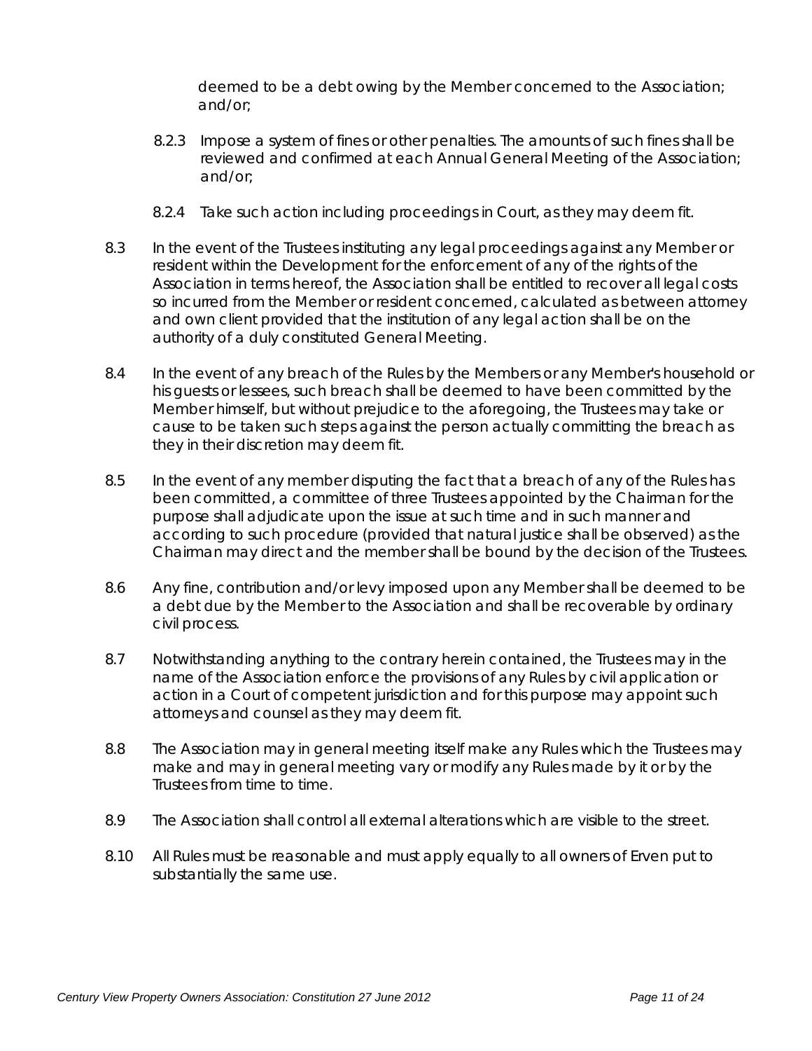deemed to be a debt owing by the Member concerned to the Association; and/or;

8.2.3 Impose a system of fines or other penalties. The amounts of such fines shall be reviewed and confirmed at each Annual General Meeting of the Association; and/or;

8.2.4 Take such action including proceedings in Court, as they may deem fit.

8.3 In the event of the Trustees instituting any legal proceedings against any Member or resident within the Development for the enforcement of any of the rights of the Association in terms hereof, the Association shall be entitled to recover all legal costs so incurred from the Member or resident concerned, calculated as between attorney and own client provided that the institution of any legal action shall be on the authority of a duly constituted General Meeting.

8.4 In the event of any breach of the Rules by the Members or any Member's household or his guests or lessees, such breach shall be deemed to have been committed by the Member himself, but without prejudice to the aforegoing, the Trustees may take or cause to be taken such steps against the person actually committing the breach as they in their discretion may deem fit.

8.5 In the event of any member disputing the fact that a breach of any of the Rules has been committed, a committee of three Trustees appointed by the Chairman for the purpose shall adjudicate upon the issue at such time and in such manner and according to such procedure (provided that natural justice shall be observed) as the Chairman may direct and the member shall be bound by the decision of the Trustees.

8.6 Any fine, contribution and/or levy imposed upon any Member shall be deemed to be a debt due by the Member to the Association and shall be recoverable by ordinary civil process.

8.7 Notwithstanding anything to the contrary herein contained, the Trustees may in the name of the Association enforce the provisions of any Rules by civil application or action in a Court of competent jurisdiction and for this purpose may appoint such attorneys and counsel as they may deem fit.

8.8 The Association may in general meeting itself make any Rules which the Trustees may make and may in general meeting vary or modify any Rules made by it or by the Trustees from time to time.

8.9 The Association shall control all external alterations which are visible to the street.

8.10 All Rules must be reasonable and must apply equally to all owners of Erven put to substantially the same use.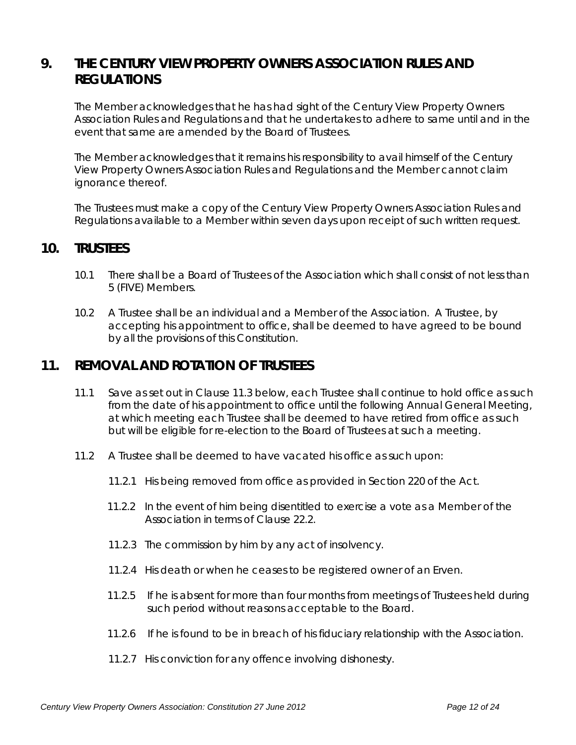## 9. THE CENTURY VIEW PROPERTY OWNERS ASSOCIATION RULES AND REGULATIONS

The Member acknowledges that he has had sight of the Century View Property Owners Association Rules and Regulations and that he undertakes to adhere to same until and in the event that same are amended by the Board of Trustees.

The Member acknowledges that it remains his responsibility to avail himself of the Century View Property Owners Association Rules and Regulations and the Member cannot claim ignorance thereof.

The Trustees must make a copy of the Century View Property Owners Association Rules and Regulations available to a Member within seven days upon receipt of such written request.

## 10. TRUSTEES

10.1 There shall be a Board of Trustees of the Association which shall consist of not less than 5 (FIVE) Members.

10.2 A Trustee shall be an individual and a Member of the Association. A Trustee, by accepting his appointment to office, shall be deemed to have agreed to be bound by all the provisions of this Constitution.

## 11. REMOVAL AND ROTATION OF TRUSTEES

11.1 Save as set out in Clause 11.3 below, each Trustee shall continue to hold office as such from the date of his appointment to office until the following Annual General Meeting, at which meeting each Trustee shall be deemed to have retired from office as such but will be eligible for re-election to the Board of Trustees at such a meeting.

11.2 A Trustee shall be deemed to have vacated his office as such upon:

11.2.1 His being removed from office as provided in Section 220 of the Act.

11.2.2 In the event of him being disentitled to exercise a vote as a Member of the Association in terms of Clause 22.2.

11.2.3 The commission by him by any act of insolvency.

11.2.4 His death or when he ceases to be registered owner of an Erven.

11.2.5 If he is absent for more than four months from meetings of Trustees held during such period without reasons acceptable to the Board.

11.2.6 If he is found to be in breach of his fiduciary relationship with the Association.

11.2.7 His conviction for any offence involving dishonesty.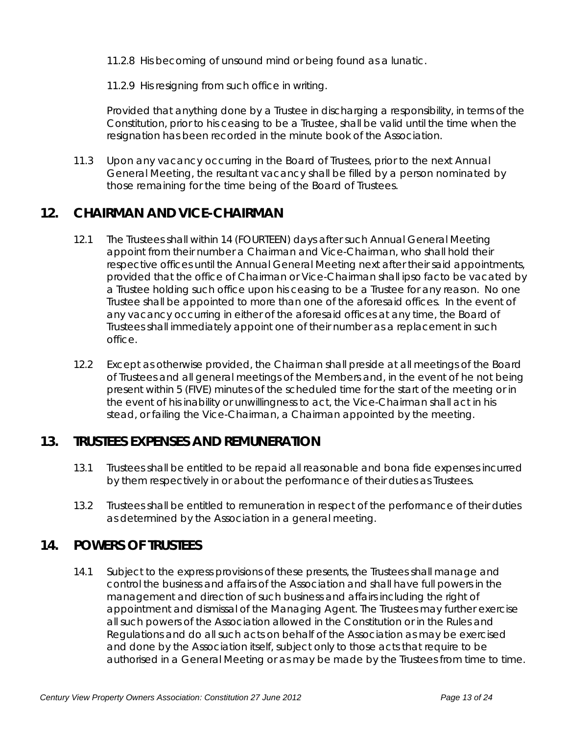11.2.8 His becoming of unsound mind or being found as a lunatic.

11.2.9 His resigning from such office in writing.

Provided that anything done by a Trustee in discharging a responsibility, in terms of the Constitution, prior to his ceasing to be a Trustee, shall be valid until the time when the resignation has been recorded in the minute book of the Association.

11.3 Upon any vacancy occurring in the Board of Trustees, prior to the next Annual General Meeting, the resultant vacancy shall be filled by a person nominated by those remaining for the time being of the Board of Trustees.

## 12. CHAIRMAN AND VICE-CHAIRMAN

12.1 The Trustees shall within 14 (FOURTEEN) days after such Annual General Meeting appoint from their number a Chairman and Vice-Chairman, who shall hold their respective offices until the Annual General Meeting next after their said appointments, provided that the office of Chairman or Vice-Chairman shall ipso facto be vacated by a Trustee holding such office upon his ceasing to be a Trustee for any reason. No one Trustee shall be appointed to more than one of the aforesaid offices. In the event of any vacancy occurring in either of the aforesaid offices at any time, the Board of Trustees shall immediately appoint one of their number as a replacement in such office.

12.2 Except as otherwise provided, the Chairman shall preside at all meetings of the Board of Trustees and all general meetings of the Members and, in the event of he not being present within 5 (FIVE) minutes of the scheduled time for the start of the meeting or in the event of his inability or unwillingness to act, the Vice-Chairman shall act in his stead, or failing the Vice-Chairman, a Chairman appointed by the meeting.

## 13. TRUSTEES EXPENSES AND REMUNERATION

13.1 Trustees shall be entitled to be repaid all reasonable and bona fide expenses incurred by them respectively in or about the performance of their duties as Trustees.

13.2 Trustees shall be entitled to remuneration in respect of the performance of their duties as determined by the Association in a general meeting.

## 14. POWERS OF TRUSTEES

14.1 Subject to the express provisions of these presents, the Trustees shall manage and control the business and affairs of the Association and shall have full powers in the management and direction of such business and affairs including the right of appointment and dismissal of the Managing Agent. The Trustees may further exercise all such powers of the Association allowed in the Constitution or in the Rules and Regulations and do all such acts on behalf of the Association as may be exercised and done by the Association itself, subject only to those acts that require to be authorised in a General Meeting or as may be made by the Trustees from time to time.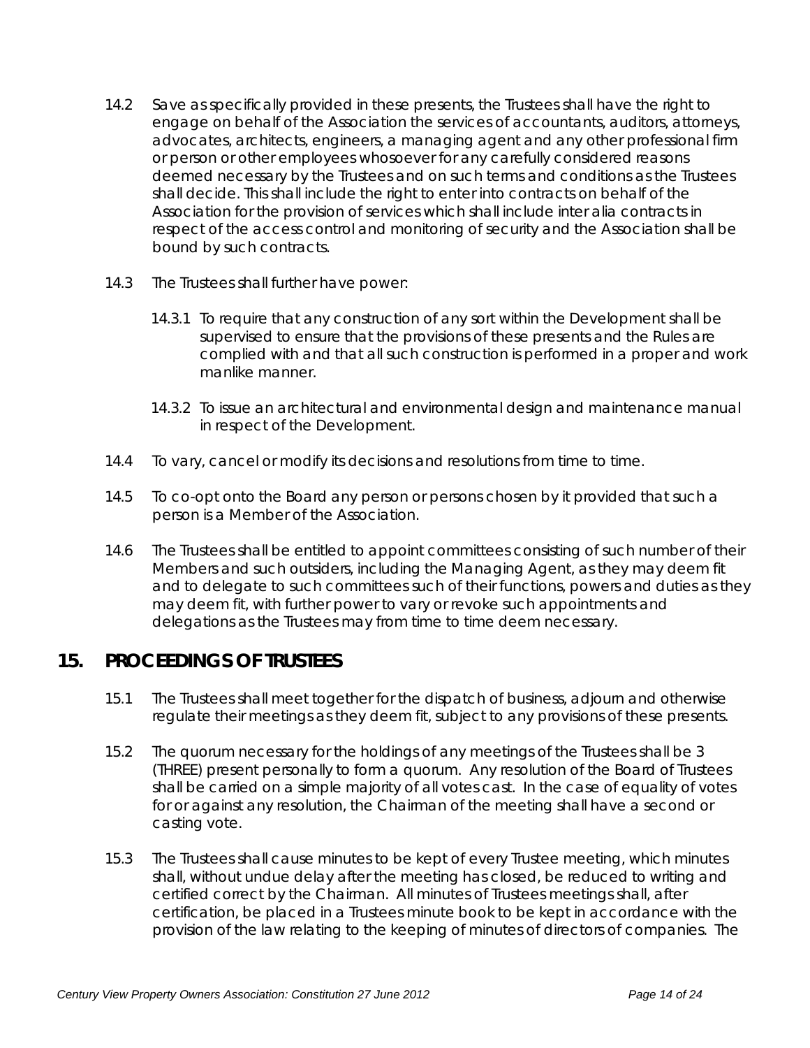14.2 Save as specifically provided in these presents, the Trustees shall have the right to engage on behalf of the Association the services of accountants, auditors, attorneys, advocates, architects, engineers, a managing agent and any other professional firm or person or other employees whosoever for any carefully considered reasons deemed necessary by the Trustees and on such terms and conditions as the Trustees shall decide. This shall include the right to enter into contracts on behalf of the Association for the provision of services which shall include inter alia contracts in respect of the access control and monitoring of security and the Association shall be bound by such contracts.

14.3 The Trustees shall further have power:

14.3.1 To require that any construction of any sort within the Development shall be supervised to ensure that the provisions of these presents and the Rules are complied with and that all such construction is performed in a proper and work manlike manner.

14.3.2 To issue an architectural and environmental design and maintenance manual in respect of the Development.

14.4 To vary, cancel or modify its decisions and resolutions from time to time.

14.5 To co-opt onto the Board any person or persons chosen by it provided that such a person is a Member of the Association.

14.6 The Trustees shall be entitled to appoint committees consisting of such number of their Members and such outsiders, including the Managing Agent, as they may deem fit and to delegate to such committees such of their functions, powers and duties as they may deem fit, with further power to vary or revoke such appointments and delegations as the Trustees may from time to time deem necessary.

## 15. PROCEEDINGS OF TRUSTEES

15.1 The Trustees shall meet together for the dispatch of business, adjourn and otherwise regulate their meetings as they deem fit, subject to any provisions of these presents.

15.2 The quorum necessary for the holdings of any meetings of the Trustees shall be 3 (THREE) present personally to form a quorum. Any resolution of the Board of Trustees shall be carried on a simple majority of all votes cast. In the case of equality of votes for or against any resolution, the Chairman of the meeting shall have a second or casting vote.

15.3 The Trustees shall cause minutes to be kept of every Trustee meeting, which minutes shall, without undue delay after the meeting has closed, be reduced to writing and certified correct by the Chairman. All minutes of Trustees meetings shall, after certification, be placed in a Trustees minute book to be kept in accordance with the provision of the law relating to the keeping of minutes of directors of companies. The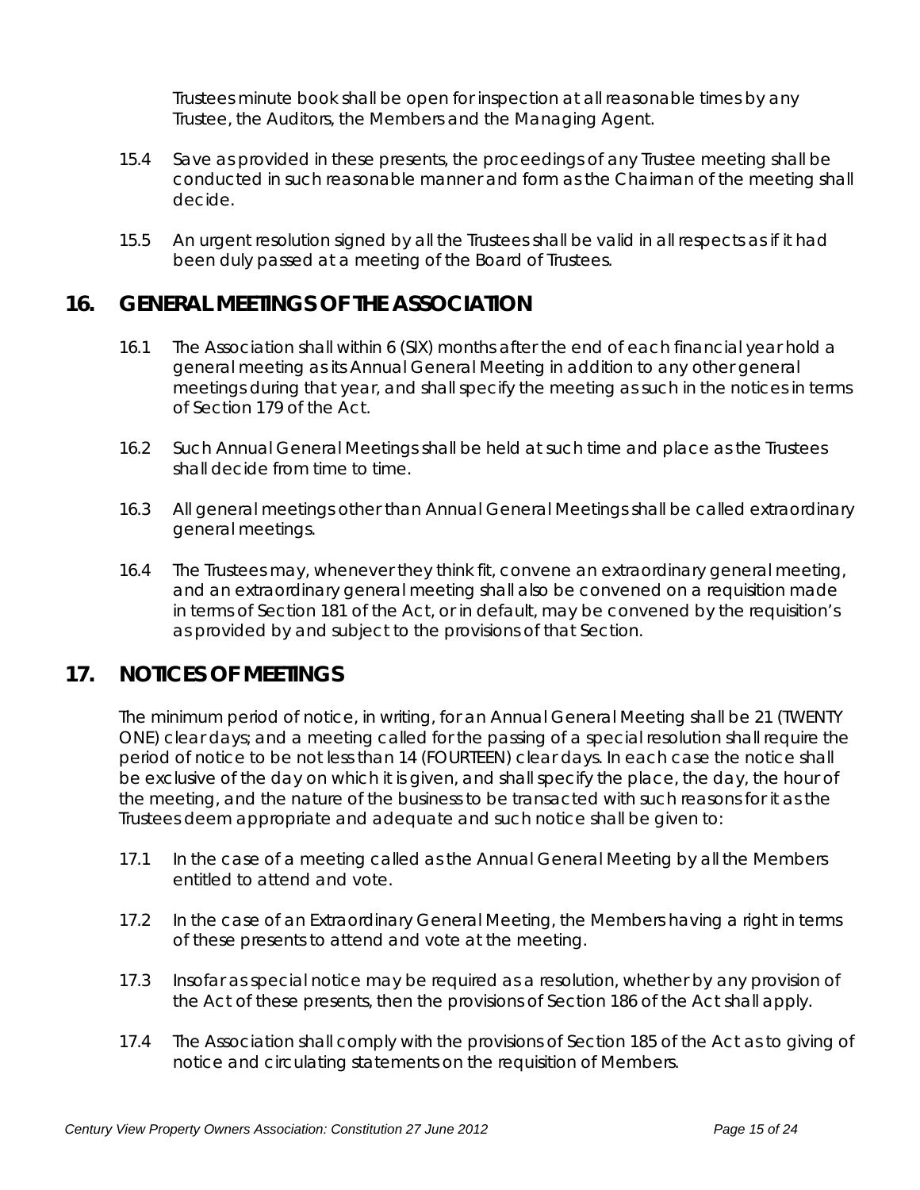Trustees minute book shall be open for inspection at all reasonable times by any Trustee, the Auditors, the Members and the Managing Agent.

15.4 Save as provided in these presents, the proceedings of any Trustee meeting shall be conducted in such reasonable manner and form as the Chairman of the meeting shall decide.

15.5 An urgent resolution signed by all the Trustees shall be valid in all respects as if it had been duly passed at a meeting of the Board of Trustees.

## 16. GENERAL MEETINGS OF THE ASSOCIATION

16.1 The Association shall within 6 (SIX) months after the end of each financial year hold a general meeting as its Annual General Meeting in addition to any other general meetings during that year, and shall specify the meeting as such in the notices in terms of Section 179 of the Act.

16.2 Such Annual General Meetings shall be held at such time and place as the Trustees shall decide from time to time.

16.3 All general meetings other than Annual General Meetings shall be called extraordinary general meetings.

16.4 The Trustees may, whenever they think fit, convene an extraordinary general meeting, and an extraordinary general meeting shall also be convened on a requisition made in terms of Section 181 of the Act, or in default, may be convened by the requisition's as provided by and subject to the provisions of that Section.

## 17. NOTICES OF MEETINGS

The minimum period of notice, in writing, for an Annual General Meeting shall be 21 (TWENTY ONE) clear days; and a meeting called for the passing of a special resolution shall require the period of notice to be not less than 14 (FOURTEEN) clear days. In each case the notice shall be exclusive of the day on which it is given, and shall specify the place, the day, the hour of the meeting, and the nature of the business to be transacted with such reasons for it as the Trustees deem appropriate and adequate and such notice shall be given to:

17.1 In the case of a meeting called as the Annual General Meeting by all the Members entitled to attend and vote.

17.2 In the case of an Extraordinary General Meeting, the Members having a right in terms of these presents to attend and vote at the meeting.

17.3 Insofar as special notice may be required as a resolution, whether by any provision of the Act of these presents, then the provisions of Section 186 of the Act shall apply.

17.4 The Association shall comply with the provisions of Section 185 of the Act as to giving of notice and circulating statements on the requisition of Members.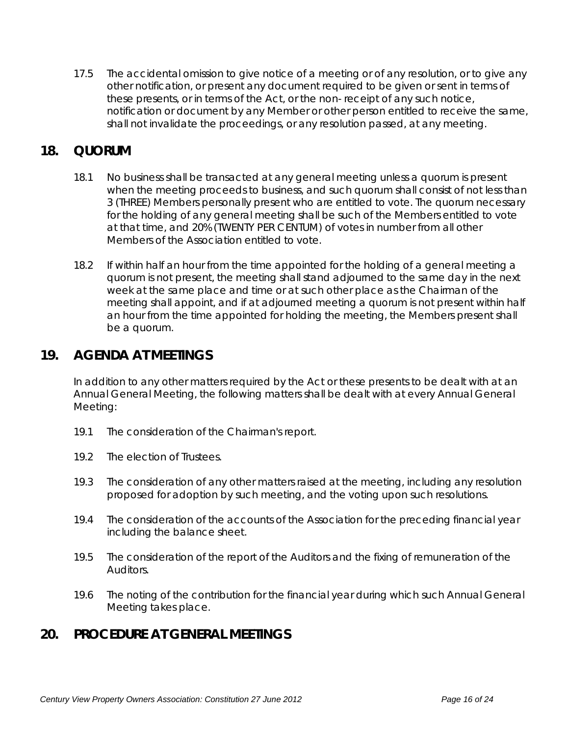17.5 The accidental omission to give notice of a meeting or of any resolution, or to give any other notification, or present any document required to be given or sent in terms of these presents, or in terms of the Act, or the non- receipt of any such notice, notification or document by any Member or other person entitled to receive the same, shall not invalidate the proceedings, or any resolution passed, at any meeting.

## 18. QUORUM

18.1 No business shall be transacted at any general meeting unless a quorum is present when the meeting proceeds to business, and such quorum shall consist of not less than 3 (THREE) Members personally present who are entitled to vote. The quorum necessary for the holding of any general meeting shall be such of the Members entitled to vote at that time, and 20% (TWENTY PER CENTUM) of votes in number from all other Members of the Association entitled to vote.

18.2 If within half an hour from the time appointed for the holding of a general meeting a quorum is not present, the meeting shall stand adjourned to the same day in the next week at the same place and time or at such other place as the Chairman of the meeting shall appoint, and if at adjourned meeting a quorum is not present within half an hour from the time appointed for holding the meeting, the Members present shall be a quorum.

## 19. AGENDA AT MEETINGS

In addition to any other matters required by the Act or these presents to be dealt with at an Annual General Meeting, the following matters shall be dealt with at every Annual General Meeting:

19.1 The consideration of the Chairman's report.

19.2 The election of Trustees.

19.3 The consideration of any other matters raised at the meeting, including any resolution proposed for adoption by such meeting, and the voting upon such resolutions.

19.4 The consideration of the accounts of the Association for the preceding financial year including the balance sheet.

19.5 The consideration of the report of the Auditors and the fixing of remuneration of the Auditors.

19.6 The noting of the contribution for the financial year during which such Annual General Meeting takes place.

## 20. PROCEDURE AT GENERAL MEETINGS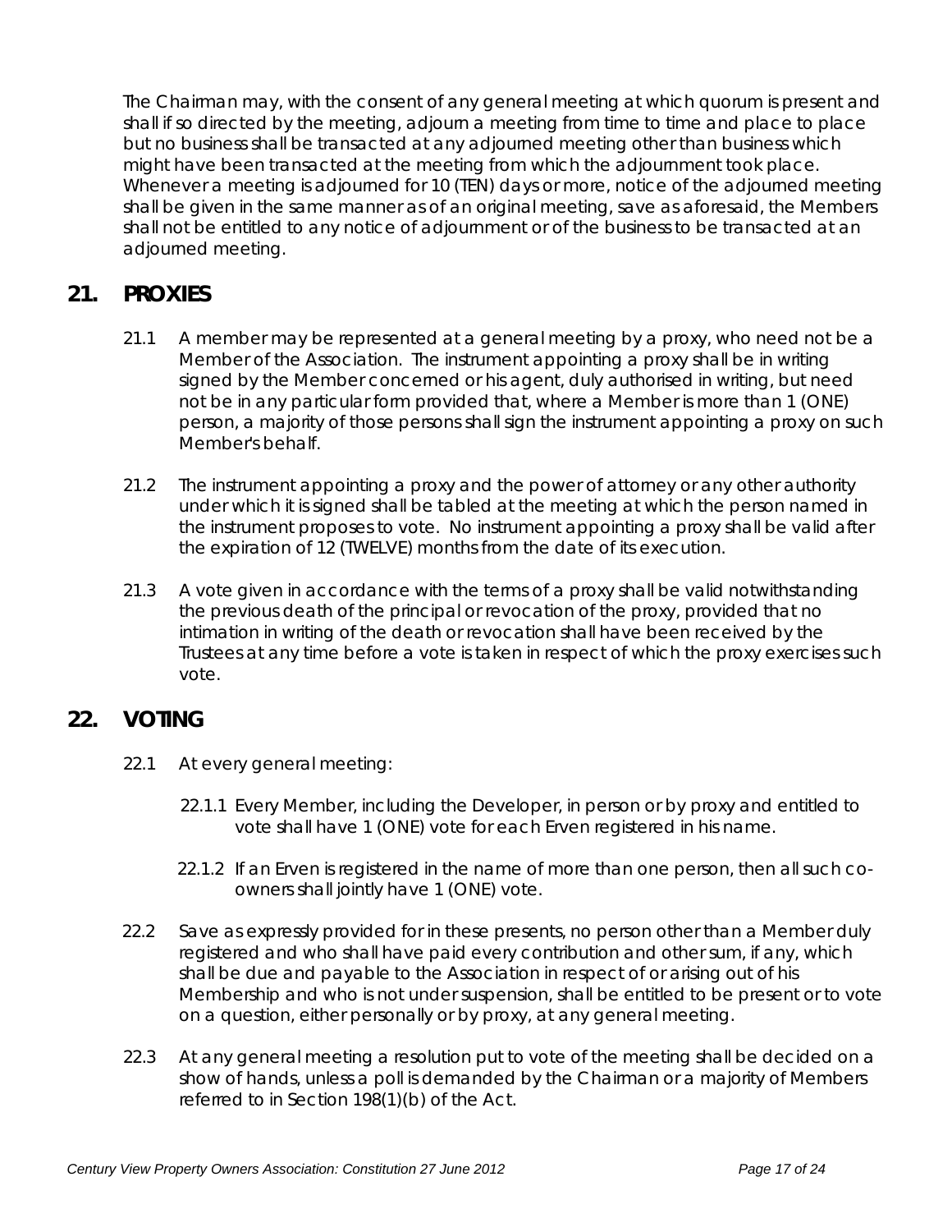The Chairman may, with the consent of any general meeting at which quorum is present and shall if so directed by the meeting, adjourn a meeting from time to time and place to place but no business shall be transacted at any adjourned meeting other than business which might have been transacted at the meeting from which the adjournment took place. Whenever a meeting is adjourned for 10 (TEN) days or more, notice of the adjourned meeting shall be given in the same manner as of an original meeting, save as aforesaid, the Members shall not be entitled to any notice of adjournment or of the business to be transacted at an adjourned meeting.

## 21. PROXIES

21.1 A member may be represented at a general meeting by a proxy, who need not be a Member of the Association. The instrument appointing a proxy shall be in writing signed by the Member concerned or his agent, duly authorised in writing, but need not be in any particular form provided that, where a Member is more than 1 (ONE) person, a majority of those persons shall sign the instrument appointing a proxy on such Member's behalf.

21.2 The instrument appointing a proxy and the power of attorney or any other authority under which it is signed shall be tabled at the meeting at which the person named in the instrument proposes to vote. No instrument appointing a proxy shall be valid after the expiration of 12 (TWELVE) months from the date of its execution.

21.3 A vote given in accordance with the terms of a proxy shall be valid notwithstanding the previous death of the principal or revocation of the proxy, provided that no intimation in writing of the death or revocation shall have been received by the Trustees at any time before a vote is taken in respect of which the proxy exercises such vote.

## 22. VOTING

22.1 At every general meeting:

22.1.1 Every Member, including the Developer, in person or by proxy and entitled to vote shall have 1 (ONE) vote for each Erven registered in his name.

22.1.2 If an Erven is registered in the name of more than one person, then all such co-owners shall jointly have 1 (ONE) vote.

22.2 Save as expressly provided for in these presents, no person other than a Member duly registered and who shall have paid every contribution and other sum, if any, which shall be due and payable to the Association in respect of or arising out of his Membership and who is not under suspension, shall be entitled to be present or to vote on a question, either personally or by proxy, at any general meeting.

22.3 At any general meeting a resolution put to vote of the meeting shall be decided on a show of hands, unless a poll is demanded by the Chairman or a majority of Members referred to in Section 198(1)(b) of the Act.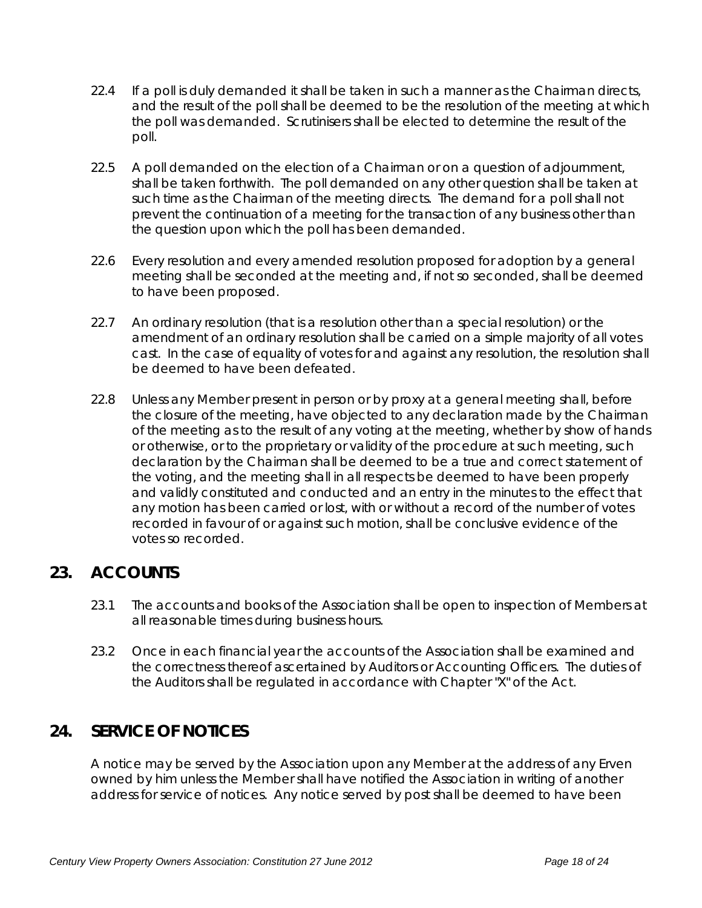22.4 If a poll is duly demanded it shall be taken in such a manner as the Chairman directs, and the result of the poll shall be deemed to be the resolution of the meeting at which the poll was demanded. Scrutinisers shall be elected to determine the result of the poll.

22.5 A poll demanded on the election of a Chairman or on a question of adjournment, shall be taken forthwith. The poll demanded on any other question shall be taken at such time as the Chairman of the meeting directs. The demand for a poll shall not prevent the continuation of a meeting for the transaction of any business other than the question upon which the poll has been demanded.

22.6 Every resolution and every amended resolution proposed for adoption by a general meeting shall be seconded at the meeting and, if not so seconded, shall be deemed to have been proposed.

22.7 An ordinary resolution (that is a resolution other than a special resolution) or the amendment of an ordinary resolution shall be carried on a simple majority of all votes cast. In the case of equality of votes for and against any resolution, the resolution shall be deemed to have been defeated.

22.8 Unless any Member present in person or by proxy at a general meeting shall, before the closure of the meeting, have objected to any declaration made by the Chairman of the meeting as to the result of any voting at the meeting, whether by show of hands or otherwise, or to the proprietary or validity of the procedure at such meeting, such declaration by the Chairman shall be deemed to be a true and correct statement of the voting, and the meeting shall in all respects be deemed to have been properly and validly constituted and conducted and an entry in the minutes to the effect that any motion has been carried or lost, with or without a record of the number of votes recorded in favour of or against such motion, shall be conclusive evidence of the votes so recorded.

## 23. ACCOUNTS

23.1 The accounts and books of the Association shall be open to inspection of Members at all reasonable times during business hours.

23.2 Once in each financial year the accounts of the Association shall be examined and the correctness thereof ascertained by Auditors or Accounting Officers. The duties of the Auditors shall be regulated in accordance with Chapter "X" of the Act.

## 24. SERVICE OF NOTICES

A notice may be served by the Association upon any Member at the address of any Erven owned by him unless the Member shall have notified the Association in writing of another address for service of notices. Any notice served by post shall be deemed to have been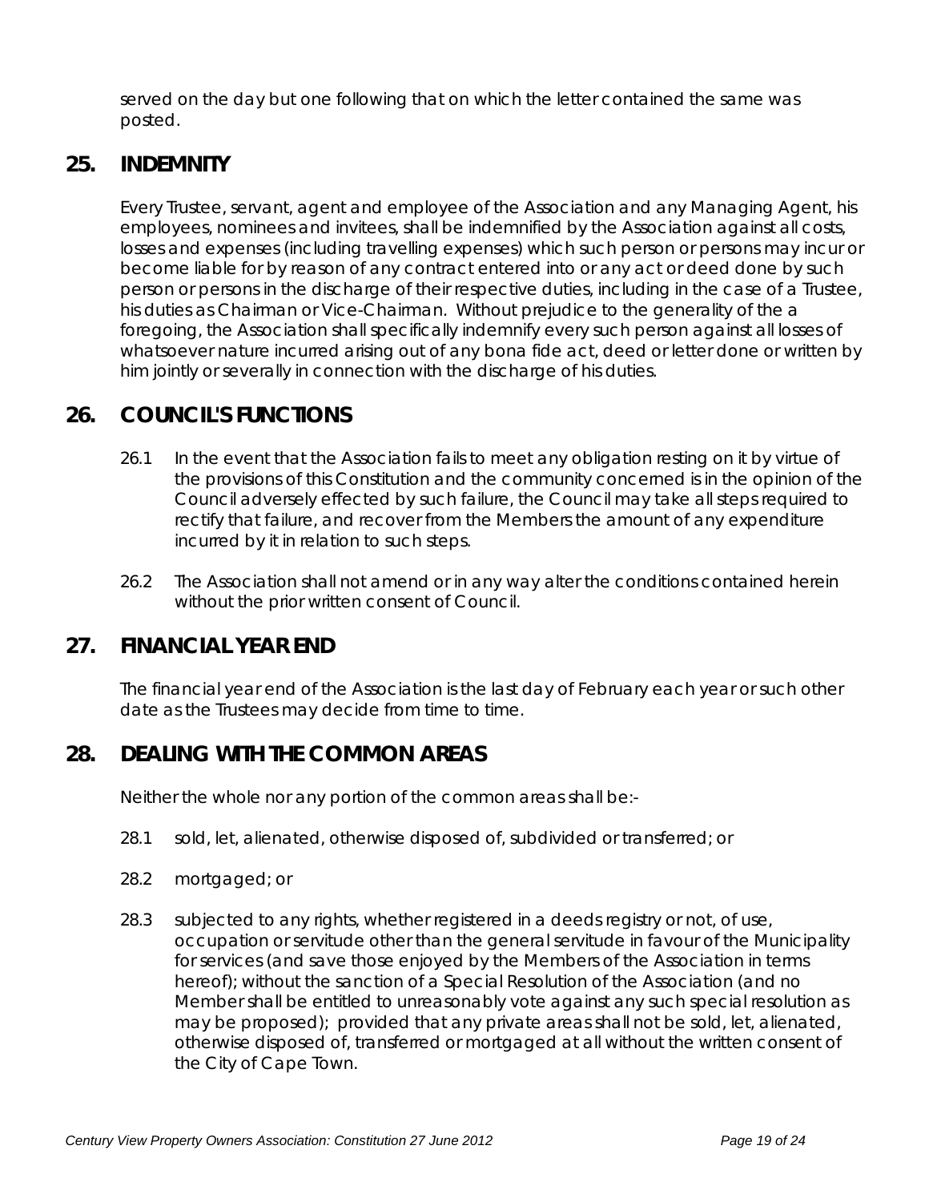served on the day but one following that on which the letter contained the same was posted.

## 25. INDEMNITY

Every Trustee, servant, agent and employee of the Association and any Managing Agent, his employees, nominees and invitees, shall be indemnified by the Association against all costs, losses and expenses (including travelling expenses) which such person or persons may incur or become liable for by reason of any contract entered into or any act or deed done by such person or persons in the discharge of their respective duties, including in the case of a Trustee, his duties as Chairman or Vice-Chairman. Without prejudice to the generality of the a foregoing, the Association shall specifically indemnify every such person against all losses of whatsoever nature incurred arising out of any bona fide act, deed or letter done or written by him jointly or severally in connection with the discharge of his duties.

## 26. COUNCIL'S FUNCTIONS

26.1 In the event that the Association fails to meet any obligation resting on it by virtue of the provisions of this Constitution and the community concerned is in the opinion of the Council adversely effected by such failure, the Council may take all steps required to rectify that failure, and recover from the Members the amount of any expenditure incurred by it in relation to such steps.

26.2 The Association shall not amend or in any way alter the conditions contained herein without the prior written consent of Council.

## 27. FINANCIAL YEAR END

The financial year end of the Association is the last day of February each year or such other date as the Trustees may decide from time to time.

## 28. DEALING WITH THE COMMON AREAS

Neither the whole nor any portion of the common areas shall be:-

28.1 sold, let, alienated, otherwise disposed of, subdivided or transferred; or

28.2 mortgaged; or

28.3 subjected to any rights, whether registered in a deeds registry or not, of use, occupation or servitude other than the general servitude in favour of the Municipality for services (and save those enjoyed by the Members of the Association in terms hereof); without the sanction of a Special Resolution of the Association (and no Member shall be entitled to unreasonably vote against any such special resolution as may be proposed); provided that any private areas shall not be sold, let, alienated, otherwise disposed of, transferred or mortgaged at all without the written consent of the City of Cape Town.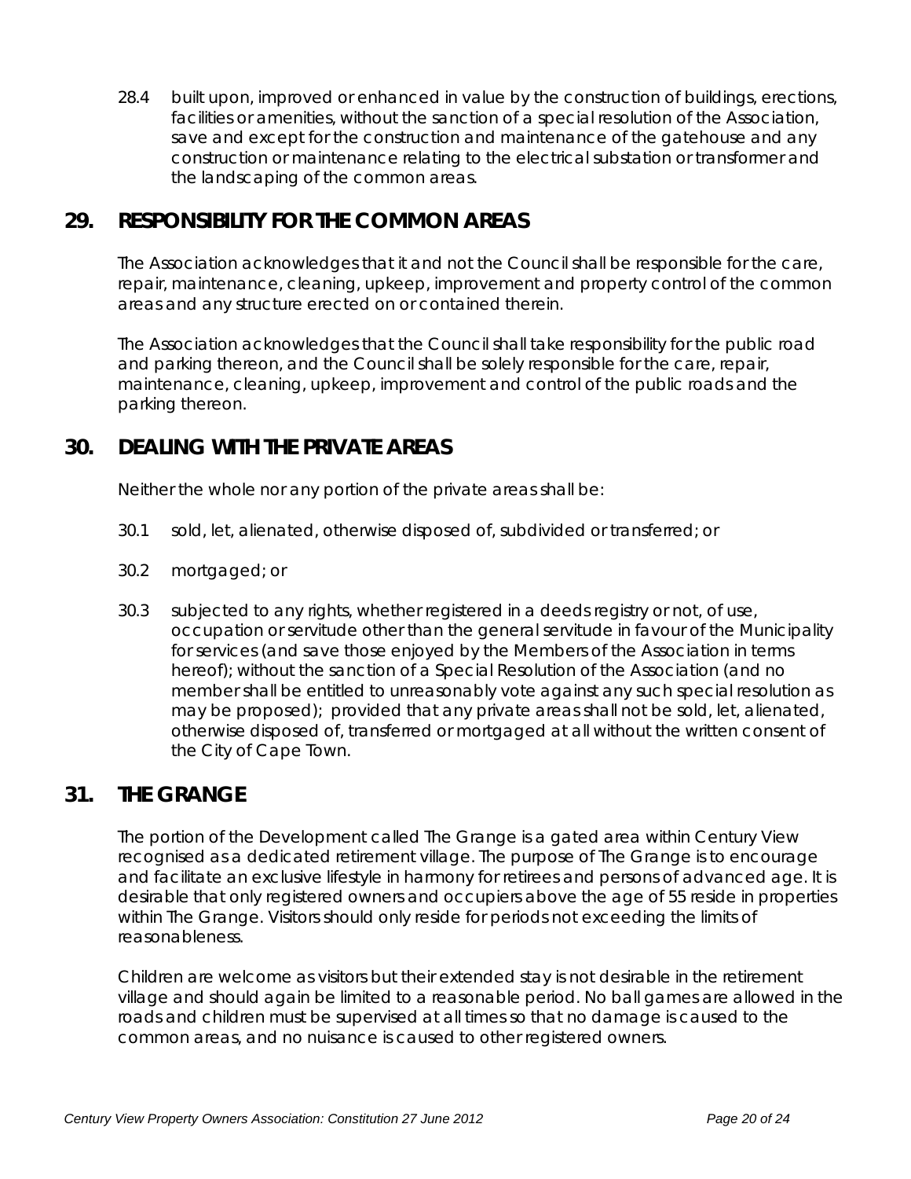28.4 built upon, improved or enhanced in value by the construction of buildings, erections, facilities or amenities, without the sanction of a special resolution of the Association, save and except for the construction and maintenance of the gatehouse and any construction or maintenance relating to the electrical substation or transformer and the landscaping of the common areas.

## 29. RESPONSIBILITY FOR THE COMMON AREAS

The Association acknowledges that it and not the Council shall be responsible for the care, repair, maintenance, cleaning, upkeep, improvement and property control of the common areas and any structure erected on or contained therein.

The Association acknowledges that the Council shall take responsibility for the public road and parking thereon, and the Council shall be solely responsible for the care, repair, maintenance, cleaning, upkeep, improvement and control of the public roads and the parking thereon.

## 30. DEALING WITH THE PRIVATE AREAS

Neither the whole nor any portion of the private areas shall be:

30.1 sold, let, alienated, otherwise disposed of, subdivided or transferred; or

30.2 mortgaged; or

30.3 subjected to any rights, whether registered in a deeds registry or not, of use, occupation or servitude other than the general servitude in favour of the Municipality for services (and save those enjoyed by the Members of the Association in terms hereof); without the sanction of a Special Resolution of the Association (and no member shall be entitled to unreasonably vote against any such special resolution as may be proposed); provided that any private areas shall not be sold, let, alienated, otherwise disposed of, transferred or mortgaged at all without the written consent of the City of Cape Town.

## 31. THE GRANGE

The portion of the Development called The Grange is a gated area within Century View recognised as a dedicated retirement village. The purpose of The Grange is to encourage and facilitate an exclusive lifestyle in harmony for retirees and persons of advanced age. It is desirable that only registered owners and occupiers above the age of 55 reside in properties within The Grange. Visitors should only reside for periods not exceeding the limits of reasonableness.

Children are welcome as visitors but their extended stay is not desirable in the retirement village and should again be limited to a reasonable period. No ball games are allowed in the roads and children must be supervised at all times so that no damage is caused to the common areas, and no nuisance is caused to other registered owners.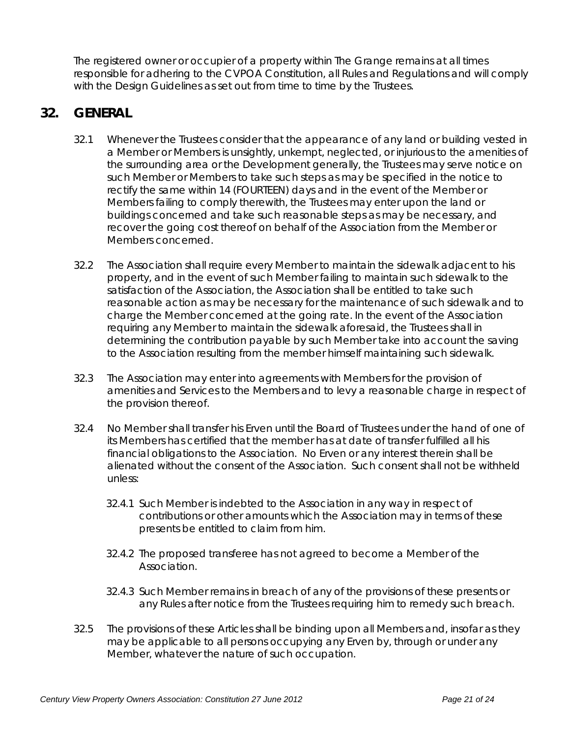The registered owner or occupier of a property within The Grange remains at all times responsible for adhering to the CVPOA Constitution, all Rules and Regulations and will comply with the Design Guidelines as set out from time to time by the Trustees.

## 32. GENERAL

32.1 Whenever the Trustees consider that the appearance of any land or building vested in a Member or Members is unsightly, unkempt, neglected, or injurious to the amenities of the surrounding area or the Development generally, the Trustees may serve notice on such Member or Members to take such steps as may be specified in the notice to rectify the same within 14 (FOURTEEN) days and in the event of the Member or Members failing to comply therewith, the Trustees may enter upon the land or buildings concerned and take such reasonable steps as may be necessary, and recover the going cost thereof on behalf of the Association from the Member or Members concerned.

32.2 The Association shall require every Member to maintain the sidewalk adjacent to his property, and in the event of such Member failing to maintain such sidewalk to the satisfaction of the Association, the Association shall be entitled to take such reasonable action as may be necessary for the maintenance of such sidewalk and to charge the Member concerned at the going rate. In the event of the Association requiring any Member to maintain the sidewalk aforesaid, the Trustees shall in determining the contribution payable by such Member take into account the saving to the Association resulting from the member himself maintaining such sidewalk.

32.3 The Association may enter into agreements with Members for the provision of amenities and Services to the Members and to levy a reasonable charge in respect of the provision thereof.

32.4 No Member shall transfer his Erven until the Board of Trustees under the hand of one of its Members has certified that the member has at date of transfer fulfilled all his financial obligations to the Association. No Erven or any interest therein shall be alienated without the consent of the Association. Such consent shall not be withheld unless:

32.4.1 Such Member is indebted to the Association in any way in respect of contributions or other amounts which the Association may in terms of these presents be entitled to claim from him.

32.4.2 The proposed transferee has not agreed to become a Member of the Association.

32.4.3 Such Member remains in breach of any of the provisions of these presents or any Rules after notice from the Trustees requiring him to remedy such breach.

32.5 The provisions of these Articles shall be binding upon all Members and, insofar as they may be applicable to all persons occupying any Erven by, through or under any Member, whatever the nature of such occupation.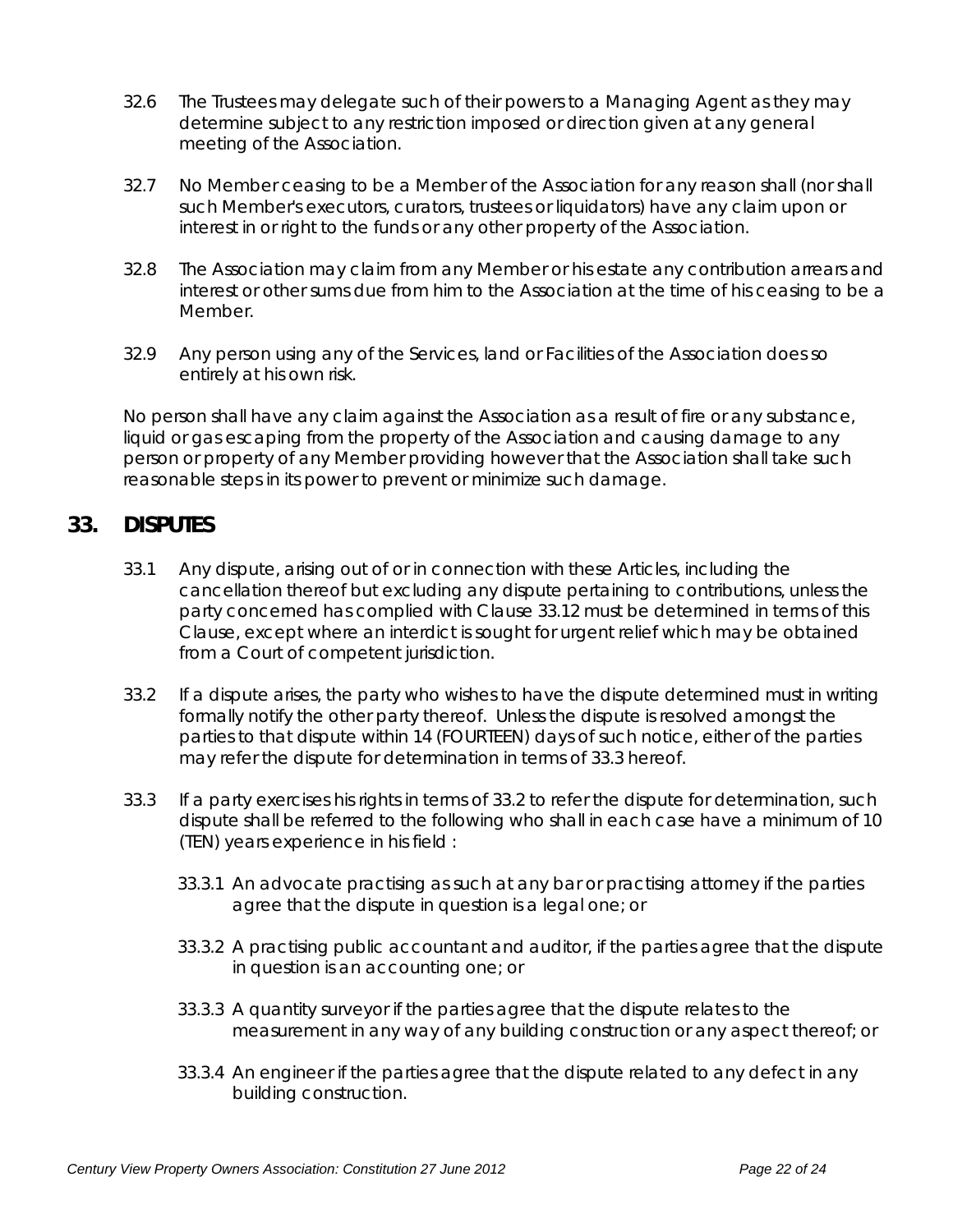32.6 The Trustees may delegate such of their powers to a Managing Agent as they may determine subject to any restriction imposed or direction given at any general meeting of the Association.

32.7 No Member ceasing to be a Member of the Association for any reason shall (nor shall such Member's executors, curators, trustees or liquidators) have any claim upon or interest in or right to the funds or any other property of the Association.

32.8 The Association may claim from any Member or his estate any contribution arrears and interest or other sums due from him to the Association at the time of his ceasing to be a Member.

32.9 Any person using any of the Services, land or Facilities of the Association does so entirely at his own risk.

No person shall have any claim against the Association as a result of fire or any substance, liquid or gas escaping from the property of the Association and causing damage to any person or property of any Member providing however that the Association shall take such reasonable steps in its power to prevent or minimize such damage.

## 33. DISPUTES

33.1 Any dispute, arising out of or in connection with these Articles, including the cancellation thereof but excluding any dispute pertaining to contributions, unless the party concerned has complied with Clause 33.12 must be determined in terms of this Clause, except where an interdict is sought for urgent relief which may be obtained from a Court of competent jurisdiction.

33.2 If a dispute arises, the party who wishes to have the dispute determined must in writing formally notify the other party thereof. Unless the dispute is resolved amongst the parties to that dispute within 14 (FOURTEEN) days of such notice, either of the parties may refer the dispute for determination in terms of 33.3 hereof.

33.3 If a party exercises his rights in terms of 33.2 to refer the dispute for determination, such dispute shall be referred to the following who shall in each case have a minimum of 10 (TEN) years experience in his field :

33.3.1 An advocate practising as such at any bar or practising attorney if the parties agree that the dispute in question is a legal one; or

33.3.2 A practising public accountant and auditor, if the parties agree that the dispute in question is an accounting one; or

33.3.3 A quantity surveyor if the parties agree that the dispute relates to the measurement in any way of any building construction or any aspect thereof; or

33.3.4 An engineer if the parties agree that the dispute related to any defect in any building construction.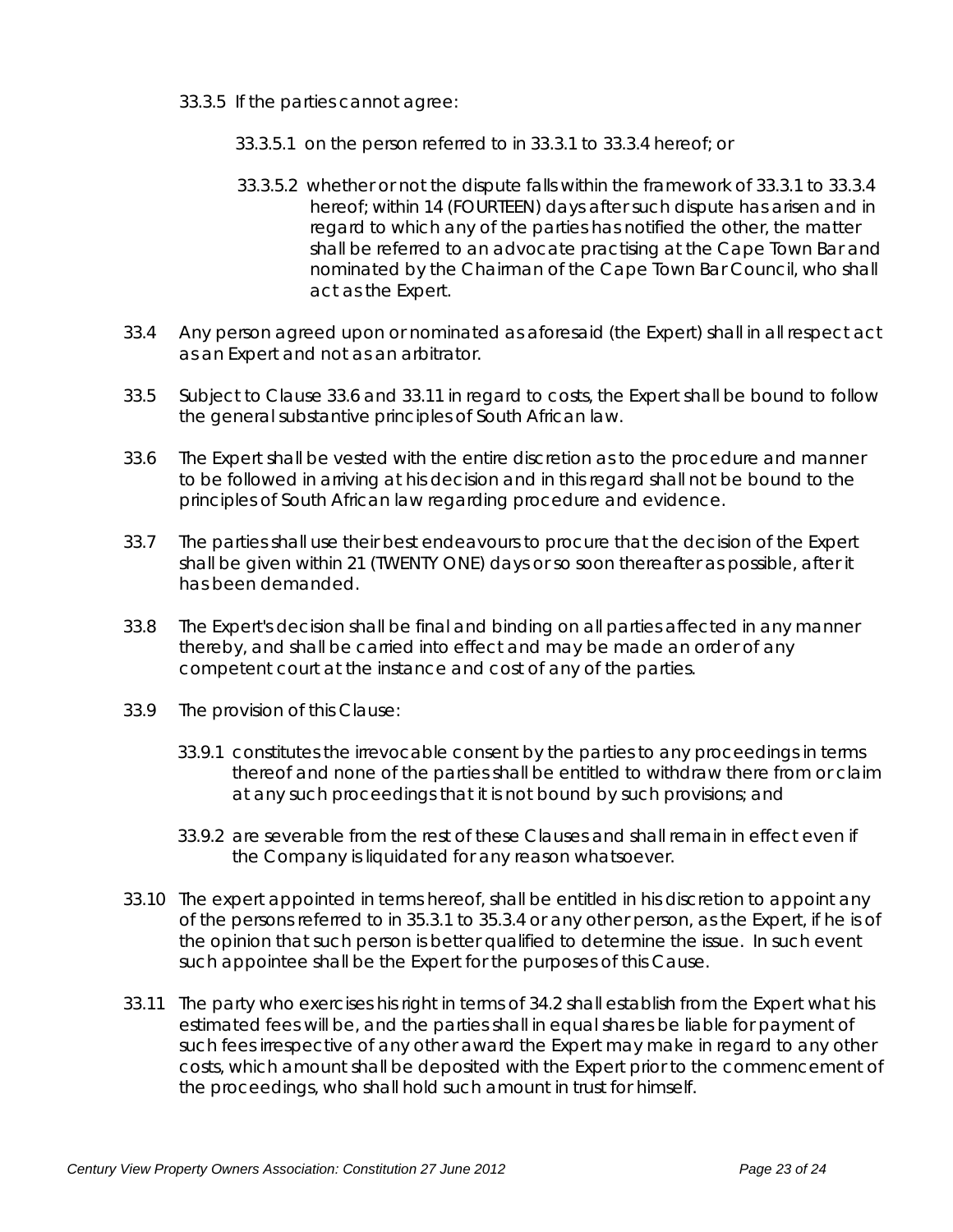33.3.5 If the parties cannot agree:

33.3.5.1 on the person referred to in 33.3.1 to 33.3.4 hereof; or

33.3.5.2 whether or not the dispute falls within the framework of 33.3.1 to 33.3.4 hereof; within 14 (FOURTEEN) days after such dispute has arisen and in regard to which any of the parties has notified the other, the matter shall be referred to an advocate practising at the Cape Town Bar and nominated by the Chairman of the Cape Town Bar Council, who shall act as the Expert.

33.4 Any person agreed upon or nominated as aforesaid (the Expert) shall in all respect act as an Expert and not as an arbitrator.

33.5 Subject to Clause 33.6 and 33.11 in regard to costs, the Expert shall be bound to follow the general substantive principles of South African law.

33.6 The Expert shall be vested with the entire discretion as to the procedure and manner to be followed in arriving at his decision and in this regard shall not be bound to the principles of South African law regarding procedure and evidence.

33.7 The parties shall use their best endeavours to procure that the decision of the Expert shall be given within 21 (TWENTY ONE) days or so soon thereafter as possible, after it has been demanded.

33.8 The Expert's decision shall be final and binding on all parties affected in any manner thereby, and shall be carried into effect and may be made an order of any competent court at the instance and cost of any of the parties.

33.9 The provision of this Clause:

33.9.1 constitutes the irrevocable consent by the parties to any proceedings in terms thereof and none of the parties shall be entitled to withdraw there from or claim at any such proceedings that it is not bound by such provisions; and

33.9.2 are severable from the rest of these Clauses and shall remain in effect even if the Company is liquidated for any reason whatsoever.

33.10 The expert appointed in terms hereof, shall be entitled in his discretion to appoint any of the persons referred to in 35.3.1 to 35.3.4 or any other person, as the Expert, if he is of the opinion that such person is better qualified to determine the issue. In such event such appointee shall be the Expert for the purposes of this Cause.

33.11 The party who exercises his right in terms of 34.2 shall establish from the Expert what his estimated fees will be, and the parties shall in equal shares be liable for payment of such fees irrespective of any other award the Expert may make in regard to any other costs, which amount shall be deposited with the Expert prior to the commencement of the proceedings, who shall hold such amount in trust for himself.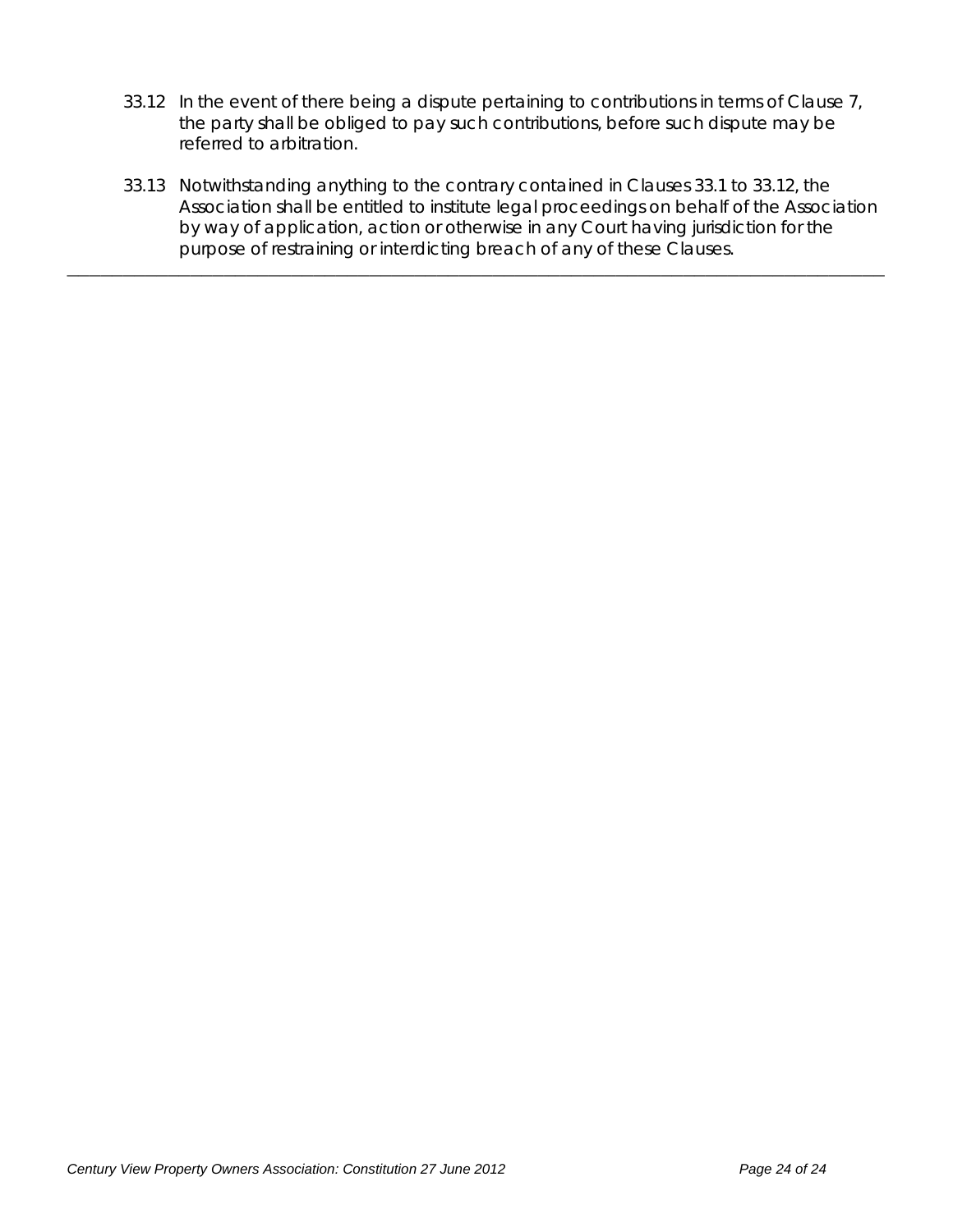33.12 In the event of there being a dispute pertaining to contributions in terms of Clause 7, the party shall be obliged to pay such contributions, before such dispute may be referred to arbitration.

33.13 Notwithstanding anything to the contrary contained in Clauses 33.1 to 33.12, the Association shall be entitled to institute legal proceedings on behalf of the Association by way of application, action or otherwise in any Court having jurisdiction for the purpose of restraining or interdicting breach of any of these Clauses.

---